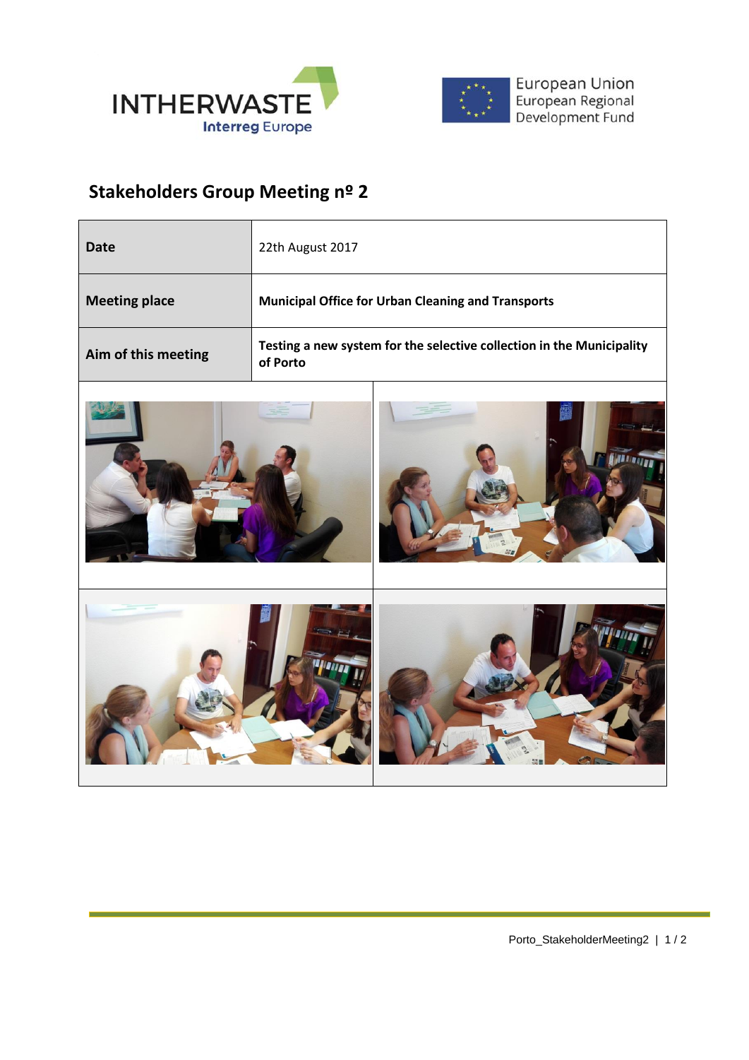## Stakeholders Group Meeting nº 2

| | |
|---|---|
| **Date** | 22th August 2017 |
| **Meeting place** | **Municipal Office for Urban Cleaning and Transports** |
| **Aim of this meeting** | **Testing a new system for the selective collection in the Municipality of Porto** |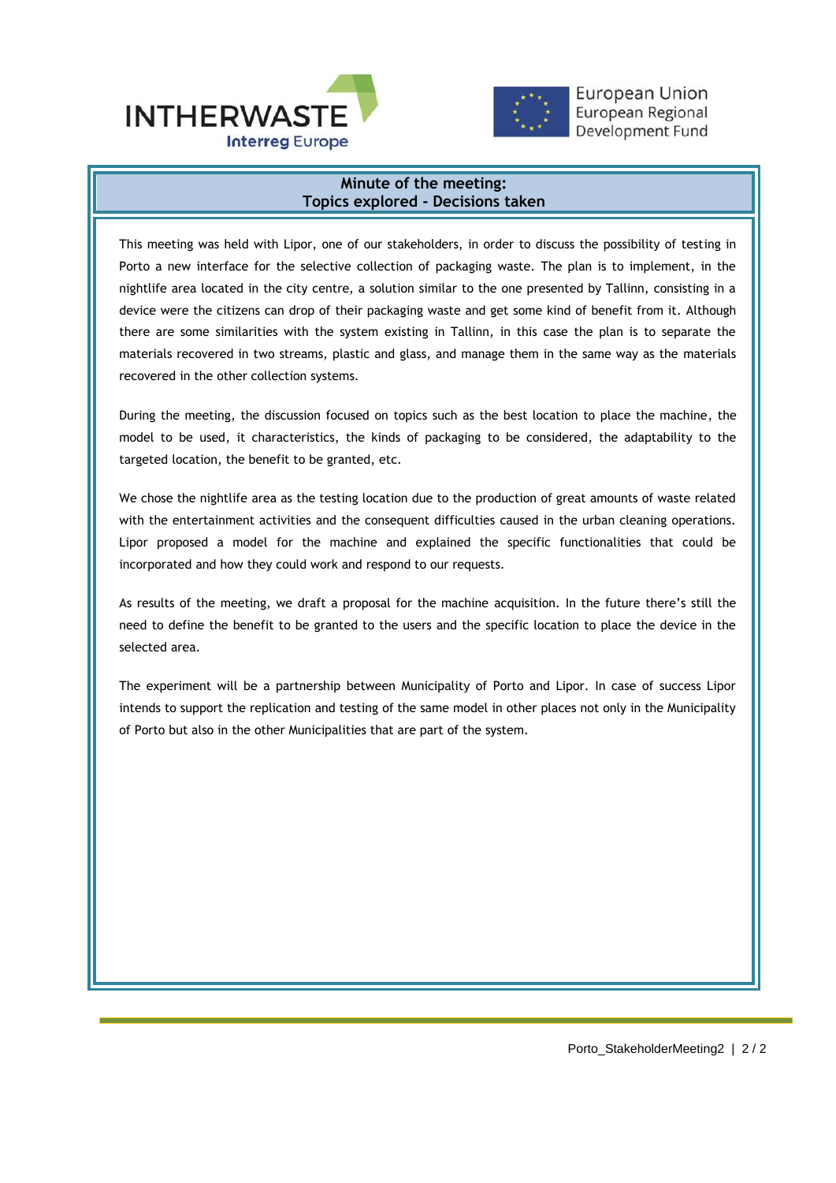## Minute of the meeting:
## Topics explored - Decisions taken

This meeting was held with Lipor, one of our stakeholders, in order to discuss the possibility of testing in Porto a new interface for the selective collection of packaging waste. The plan is to implement, in the nightlife area located in the city centre, a solution similar to the one presented by Tallinn, consisting in a device were the citizens can drop of their packaging waste and get some kind of benefit from it. Although there are some similarities with the system existing in Tallinn, in this case the plan is to separate the materials recovered in two streams, plastic and glass, and manage them in the same way as the materials recovered in the other collection systems.

During the meeting, the discussion focused on topics such as the best location to place the machine, the model to be used, it characteristics, the kinds of packaging to be considered, the adaptability to the targeted location, the benefit to be granted, etc.

We chose the nightlife area as the testing location due to the production of great amounts of waste related with the entertainment activities and the consequent difficulties caused in the urban cleaning operations. Lipor proposed a model for the machine and explained the specific functionalities that could be incorporated and how they could work and respond to our requests.

As results of the meeting, we draft a proposal for the machine acquisition. In the future there's still the need to define the benefit to be granted to the users and the specific location to place the device in the selected area.

The experiment will be a partnership between Municipality of Porto and Lipor. In case of success Lipor intends to support the replication and testing of the same model in other places not only in the Municipality of Porto but also in the other Municipalities that are part of the system.